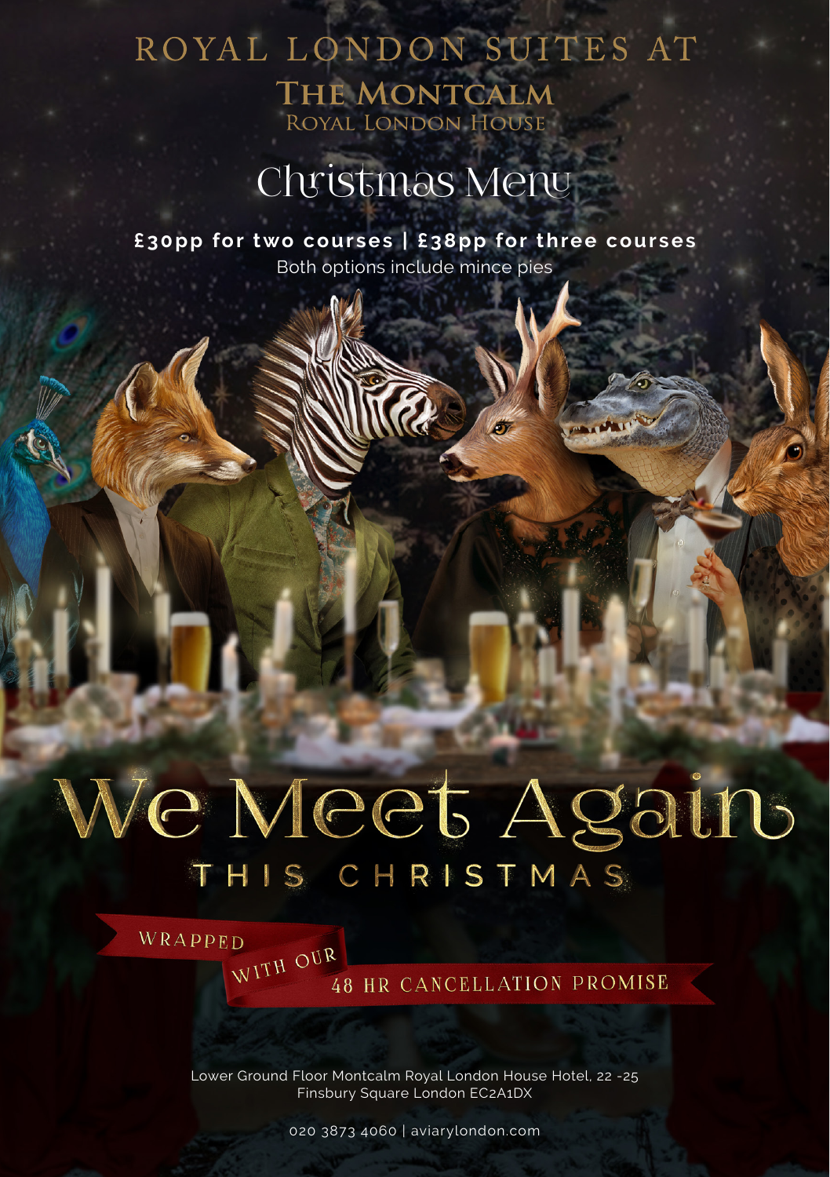# ROYAL LONDON SUITES AT

## THE MONTCALM

### ROYAL LONDON HOUSE

## Christmas Menu

**£30pp for two courses | £38pp for three courses**

Both options include mince pies

# We Meet Again

## THIS CHRISTMAS

WRAPPED WITH OUR 48 HR CANCELLATION PROMISE

Lower Ground Floor Montcalm Royal London House Hotel, 22 -25 Finsbury Square London EC2A1DX

020 3873 4060 | aviarylondon.com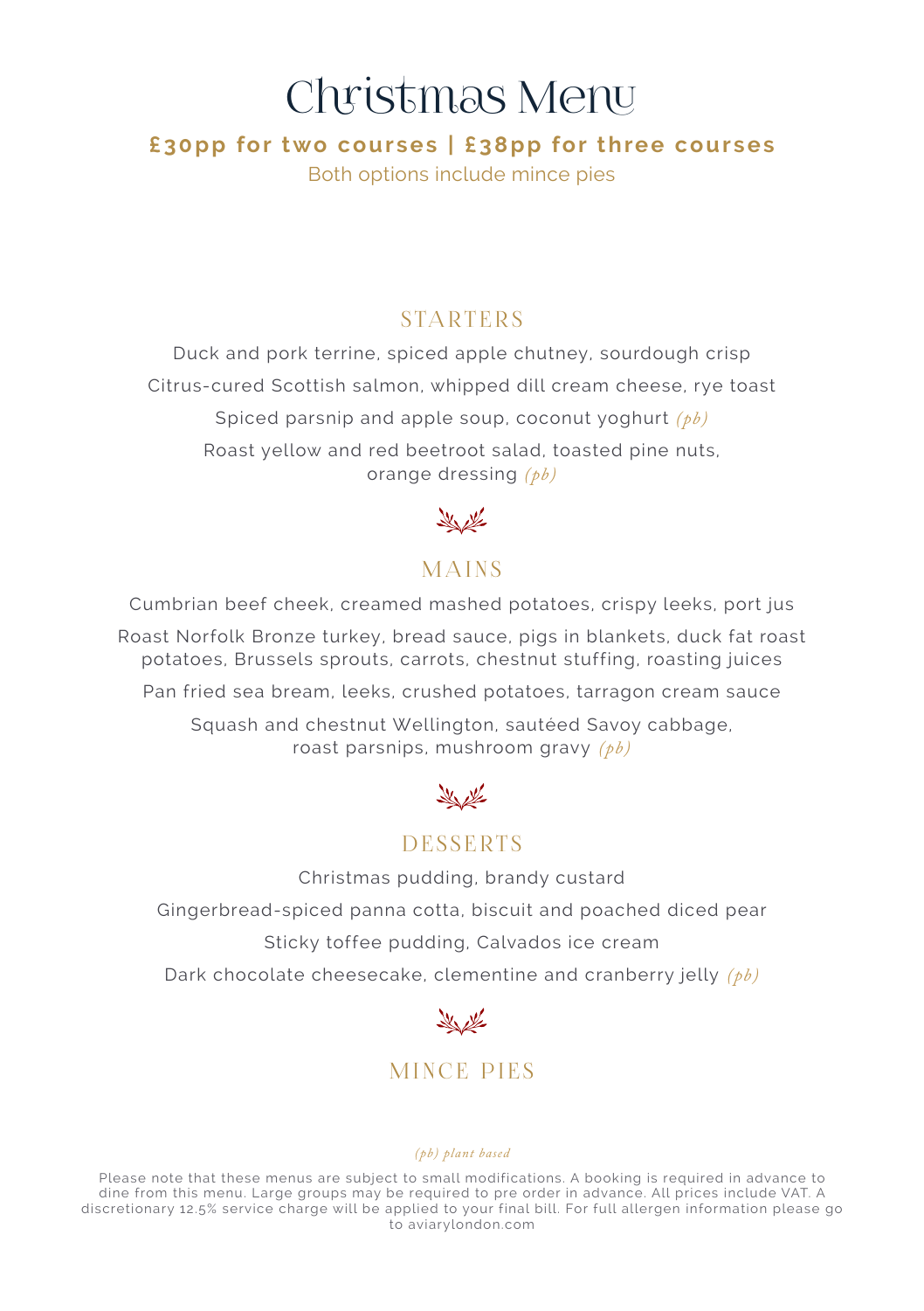# Christmas Menu

**£30pp for two courses | £38pp for three courses**

Both options include mince pies

## STARTERS

Duck and pork terrine, spiced apple chutney, sourdough crisp

Citrus-cured Scottish salmon, whipped dill cream cheese, rye toast

Spiced parsnip and apple soup, coconut yoghurt *(pb)*

Roast yellow and red beetroot salad, toasted pine nuts, orange dressing *(pb)*

## MAINS

Cumbrian beef cheek, creamed mashed potatoes, crispy leeks, port jus

Roast Norfolk Bronze turkey, bread sauce, pigs in blankets, duck fat roast potatoes, Brussels sprouts, carrots, chestnut stuffing, roasting juices

Pan fried sea bream, leeks, crushed potatoes, tarragon cream sauce

Squash and chestnut Wellington, sautéed Savoy cabbage, roast parsnips, mushroom gravy *(pb)*

## DESSERTS

Christmas pudding, brandy custard

Gingerbread-spiced panna cotta, biscuit and poached diced pear

Sticky toffee pudding, Calvados ice cream

Dark chocolate cheesecake, clementine and cranberry jelly *(pb)*

## MINCE PIES

*(pb) plant based*

Please note that these menus are subject to small modifications. A booking is required in advance to dine from this menu. Large groups may be required to pre order in advance. All prices include VAT. A discretionary 12.5% service charge will be applied to your final bill. For full allergen information please go to aviarylondon.com